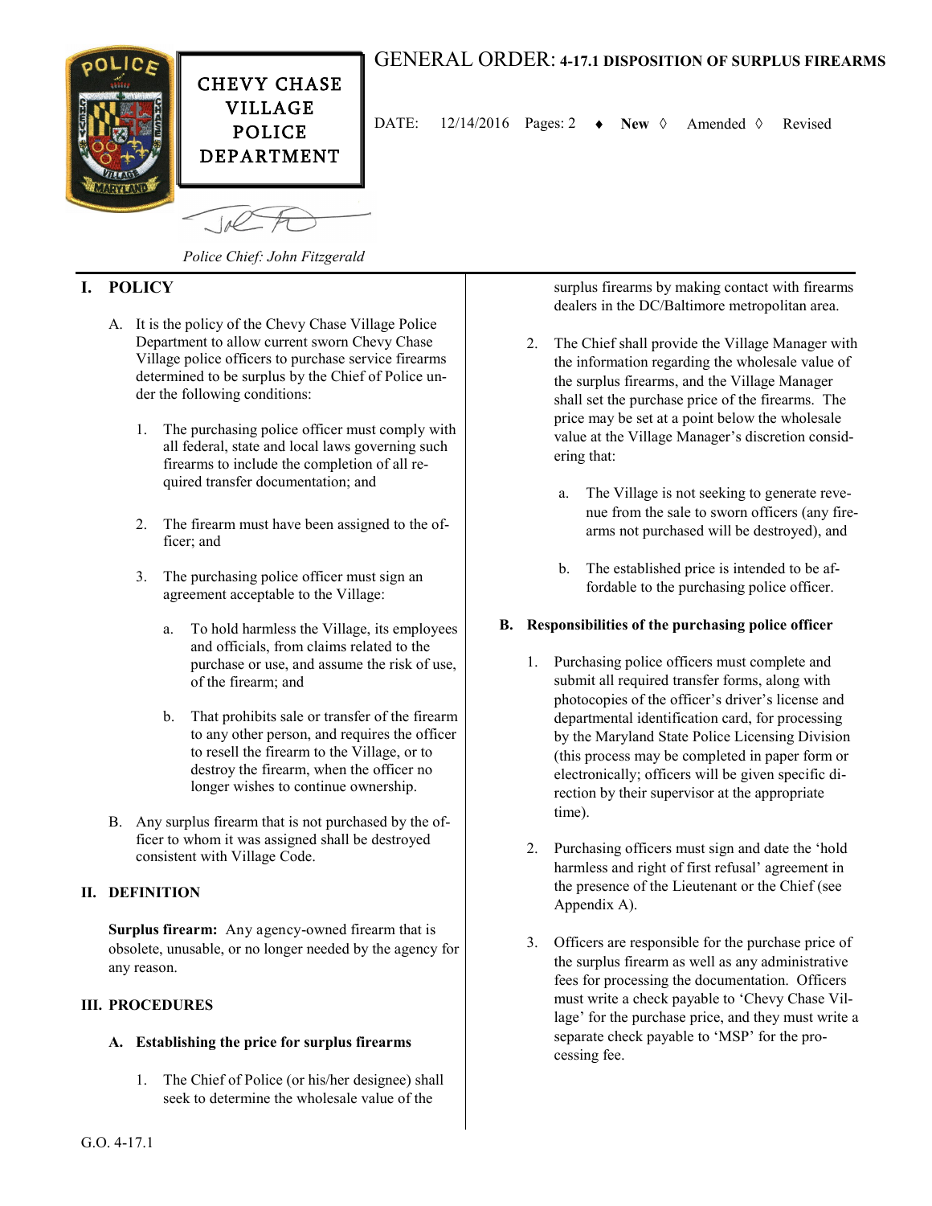CHEVY CHASE VILLAGE POLICE DEPARTMENT

# GENERAL ORDER: 4-17.1 DISPOSITION OF SURPLUS FIREARMS

DATE: 12/14/2016 Pages: 2 ♦ **New** ◊ Amended ◊ Revised

*Police Chief: John Fitzgerald*

## I. POLICY

A. It is the policy of the Chevy Chase Village Police Department to allow current sworn Chevy Chase Village police officers to purchase service firearms determined to be surplus by the Chief of Police under the following conditions:

1. The purchasing police officer must comply with all federal, state and local laws governing such firearms to include the completion of all required transfer documentation; and

2. The firearm must have been assigned to the officer; and

3. The purchasing police officer must sign an agreement acceptable to the Village:

   a. To hold harmless the Village, its employees and officials, from claims related to the purchase or use, and assume the risk of use, of the firearm; and

   b. That prohibits sale or transfer of the firearm to any other person, and requires the officer to resell the firearm to the Village, or to destroy the firearm, when the officer no longer wishes to continue ownership.

B. Any surplus firearm that is not purchased by the officer to whom it was assigned shall be destroyed consistent with Village Code.

## II. DEFINITION

**Surplus firearm:** Any agency-owned firearm that is obsolete, unusable, or no longer needed by the agency for any reason.

## III. PROCEDURES

### A. Establishing the price for surplus firearms

1. The Chief of Police (or his/her designee) shall seek to determine the wholesale value of the surplus firearms by making contact with firearms dealers in the DC/Baltimore metropolitan area.

2. The Chief shall provide the Village Manager with the information regarding the wholesale value of the surplus firearms, and the Village Manager shall set the purchase price of the firearms. The price may be set at a point below the wholesale value at the Village Manager's discretion considering that:

   a. The Village is not seeking to generate revenue from the sale to sworn officers (any firearms not purchased will be destroyed), and

   b. The established price is intended to be affordable to the purchasing police officer.

### B. Responsibilities of the purchasing police officer

1. Purchasing police officers must complete and submit all required transfer forms, along with photocopies of the officer's driver's license and departmental identification card, for processing by the Maryland State Police Licensing Division (this process may be completed in paper form or electronically; officers will be given specific direction by their supervisor at the appropriate time).

2. Purchasing officers must sign and date the 'hold harmless and right of first refusal' agreement in the presence of the Lieutenant or the Chief (see Appendix A).

3. Officers are responsible for the purchase price of the surplus firearm as well as any administrative fees for processing the documentation. Officers must write a check payable to 'Chevy Chase Village' for the purchase price, and they must write a separate check payable to 'MSP' for the processing fee.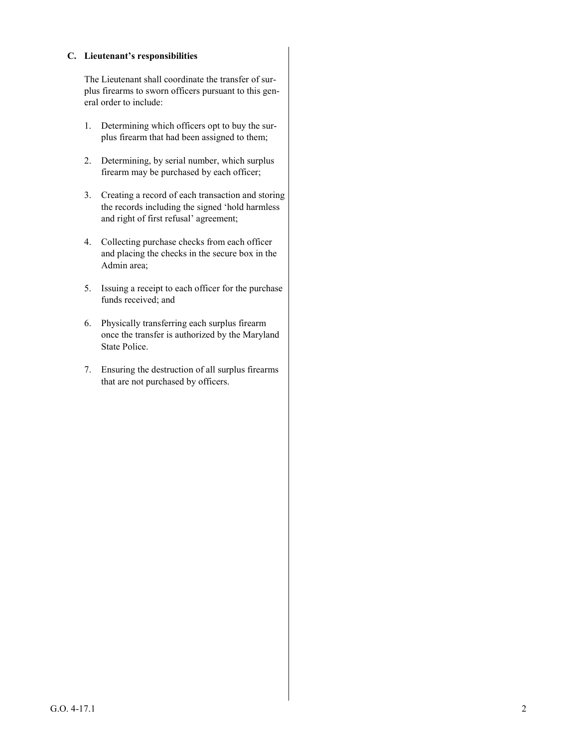### C. Lieutenant's responsibilities

The Lieutenant shall coordinate the transfer of surplus firearms to sworn officers pursuant to this general order to include:

1. Determining which officers opt to buy the surplus firearm that had been assigned to them;

2. Determining, by serial number, which surplus firearm may be purchased by each officer;

3. Creating a record of each transaction and storing the records including the signed 'hold harmless and right of first refusal' agreement;

4. Collecting purchase checks from each officer and placing the checks in the secure box in the Admin area;

5. Issuing a receipt to each officer for the purchase funds received; and

6. Physically transferring each surplus firearm once the transfer is authorized by the Maryland State Police.

7. Ensuring the destruction of all surplus firearms that are not purchased by officers.